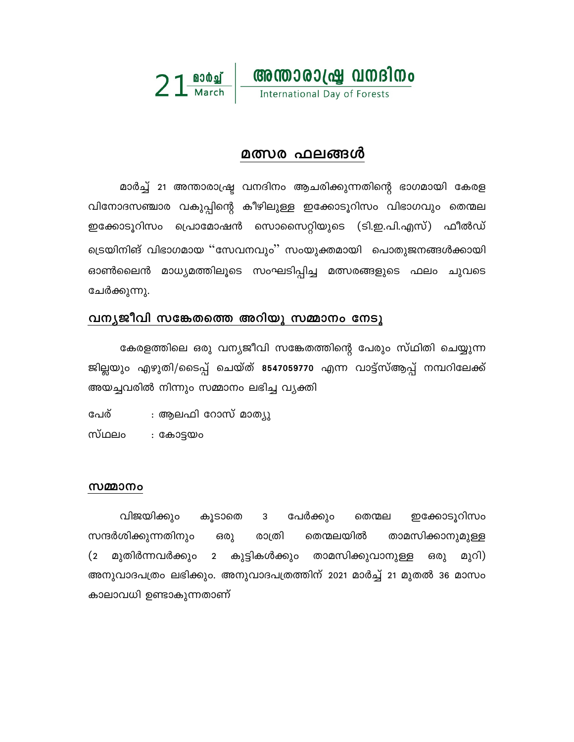21 മാർച്ച് March | അന്താരാഷ്ട്ര വനദിനം
International Day of Forests

## മത്സര ഫലങ്ങൾ

മാർച്ച് 21 അന്താരാഷ്ട്ര വനദിനം ആചരിക്കുന്നതിന്റെ ഭാഗമായി കേരള വിനോദസഞ്ചാര വകുപ്പിന്റെ കീഴിലുള്ള ഇക്കോടൂറിസം വിഭാഗവും തെന്മല ഇക്കോടൂറിസം പ്രൊമോഷൻ സൊസൈറ്റിയുടെ (ടി.ഇ.പി.എസ്) ഫീൽഡ് ട്രെയിനിങ് വിഭാഗമായ "സേവനവും" സംയുക്തമായി പൊതുജനങ്ങൾക്കായി ഓൺലൈൻ മാധ്യമത്തിലൂടെ സംഘടിപ്പിച്ച മത്സരങ്ങളുടെ ഫലം ചുവടെ ചേർക്കുന്നു.

### വന്യജീവി സങ്കേതത്തെ അറിയൂ സമ്മാനം നേടൂ

കേരളത്തിലെ ഒരു വന്യജീവി സങ്കേതത്തിന്റെ പേരും സ്ഥിതി ചെയ്യുന്ന ജില്ലയും എഴുതി/ടൈപ്പ് ചെയ്ത് **8547059770** എന്ന വാട്ട്സ്ആപ്പ് നമ്പറിലേക്ക് അയച്ചവരിൽ നിന്നും സമ്മാനം ലഭിച്ച വ്യക്തി

പേര് : ആലഫി റോസ് മാത്യു

സ്ഥലം : കോട്ടയം

**സമ്മാനം**

വിജയിക്കും കൂടാതെ 3 പേർക്കും തെന്മല ഇക്കോടൂറിസം സന്ദർശിക്കുന്നതിനും ഒരു രാത്രി തെന്മലയിൽ താമസിക്കാനുമുള്ള (2 മുതിർന്നവർക്കും 2 കുട്ടികൾക്കും താമസിക്കുവാനുള്ള ഒരു മുറി) അനുവാദപത്രം ലഭിക്കും. അനുവാദപത്രത്തിന് 2021 മാർച്ച് 21 മുതൽ 36 മാസം കാലാവധി ഉണ്ടാകുന്നതാണ്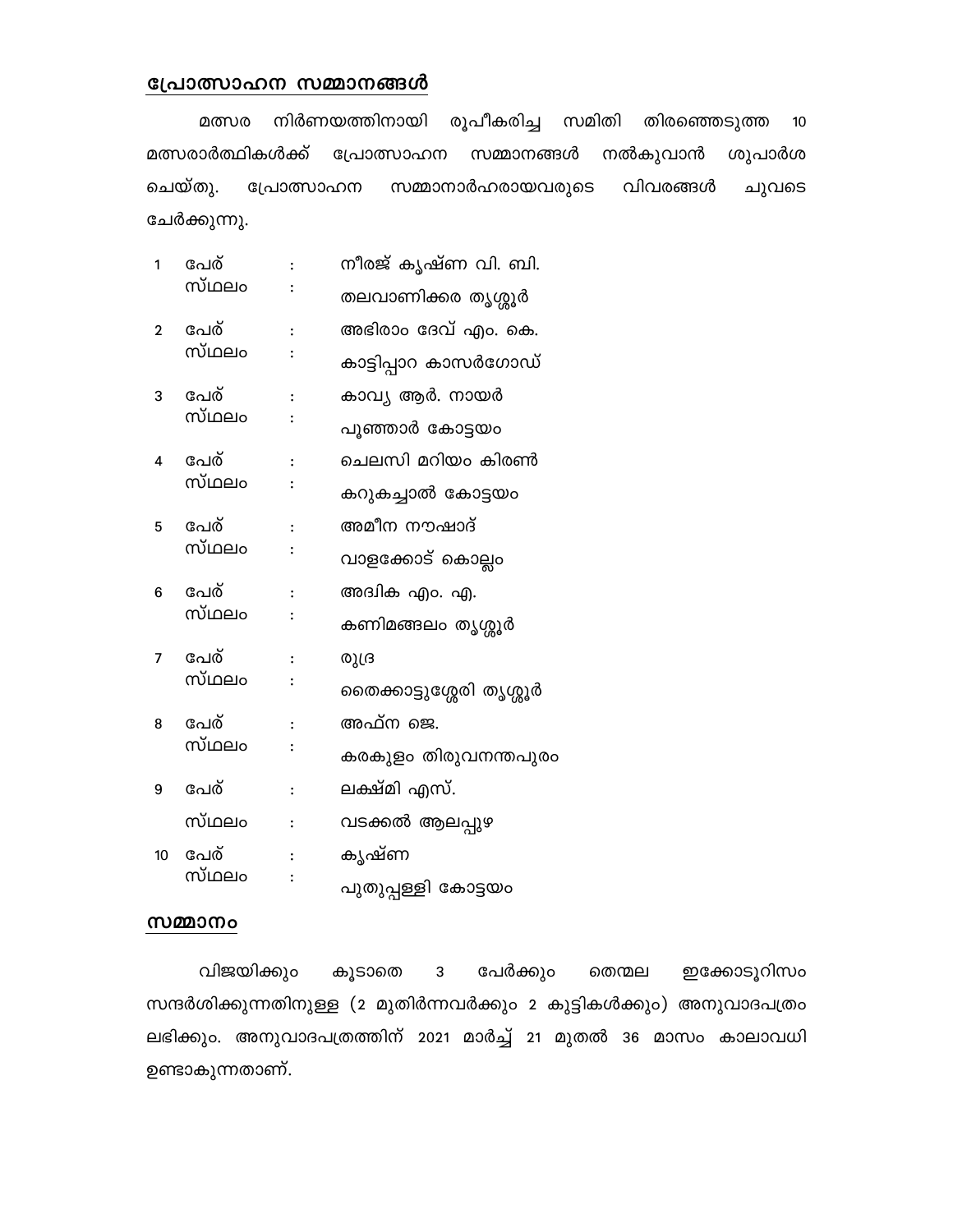## പ്രോത്സാഹന സമ്മാനങ്ങൾ

മത്സര നിർണയത്തിനായി രൂപീകരിച്ച സമിതി തിരഞ്ഞെടുത്ത 10 മത്സരാർത്ഥികൾക്ക് പ്രോത്സാഹന സമ്മാനങ്ങൾ നൽകുവാൻ ശുപാർശ ചെയ്തു. പ്രോത്സാഹന സമ്മാനാർഹരായവരുടെ വിവരങ്ങൾ ചുവടെ ചേർക്കുന്നു.

| | | | |
|---|---|---|---|
| 1 | പേര് | : | നീരജ് കൃഷ്ണ വി. ബി. |
| | സ്ഥലം | : | തലവാണിക്കര തൃശ്ശൂർ |
| 2 | പേര് | : | അഭിരാം ദേവ് എം. കെ. |
| | സ്ഥലം | : | കാട്ടിപ്പാറ കാസർഗോഡ് |
| 3 | പേര് | : | കാവ്യ ആർ. നായർ |
| | സ്ഥലം | : | പൂഞ്ഞാർ കോട്ടയം |
| 4 | പേര് | : | ചെലസി മറിയം കിരൺ |
| | സ്ഥലം | : | കറുകച്ചാൽ കോട്ടയം |
| 5 | പേര് | : | അമീന നൗഷാദ് |
| | സ്ഥലം | : | വാളക്കോട് കൊല്ലം |
| 6 | പേര് | : | അദ്വിക എം. എ. |
| | സ്ഥലം | : | കണിമങ്ങലം തൃശ്ശൂർ |
| 7 | പേര് | : | രുദ്ര |
| | സ്ഥലം | : | തൈക്കാട്ടുശ്ശേരി തൃശ്ശൂർ |
| 8 | പേര് | : | അഫ്ന ജെ. |
| | സ്ഥലം | : | കരകുളം തിരുവനന്തപുരം |
| 9 | പേര് | : | ലക്ഷ്മി എസ്. |
| | സ്ഥലം | : | വടക്കൽ ആലപ്പുഴ |
| 10 | പേര് | : | കൃഷ്ണ |
| | സ്ഥലം | : | പുതുപ്പള്ളി കോട്ടയം |

## സമ്മാനം

വിജയിക്കും കൂടാതെ 3 പേർക്കും തെന്മല ഇക്കോടൂറിസം സന്ദർശിക്കുന്നതിനുള്ള (2 മുതിർന്നവർക്കും 2 കുട്ടികൾക്കും) അനുവാദപത്രം ലഭിക്കും. അനുവാദപത്രത്തിന് 2021 മാർച്ച് 21 മുതൽ 36 മാസം കാലാവധി ഉണ്ടാകുന്നതാണ്.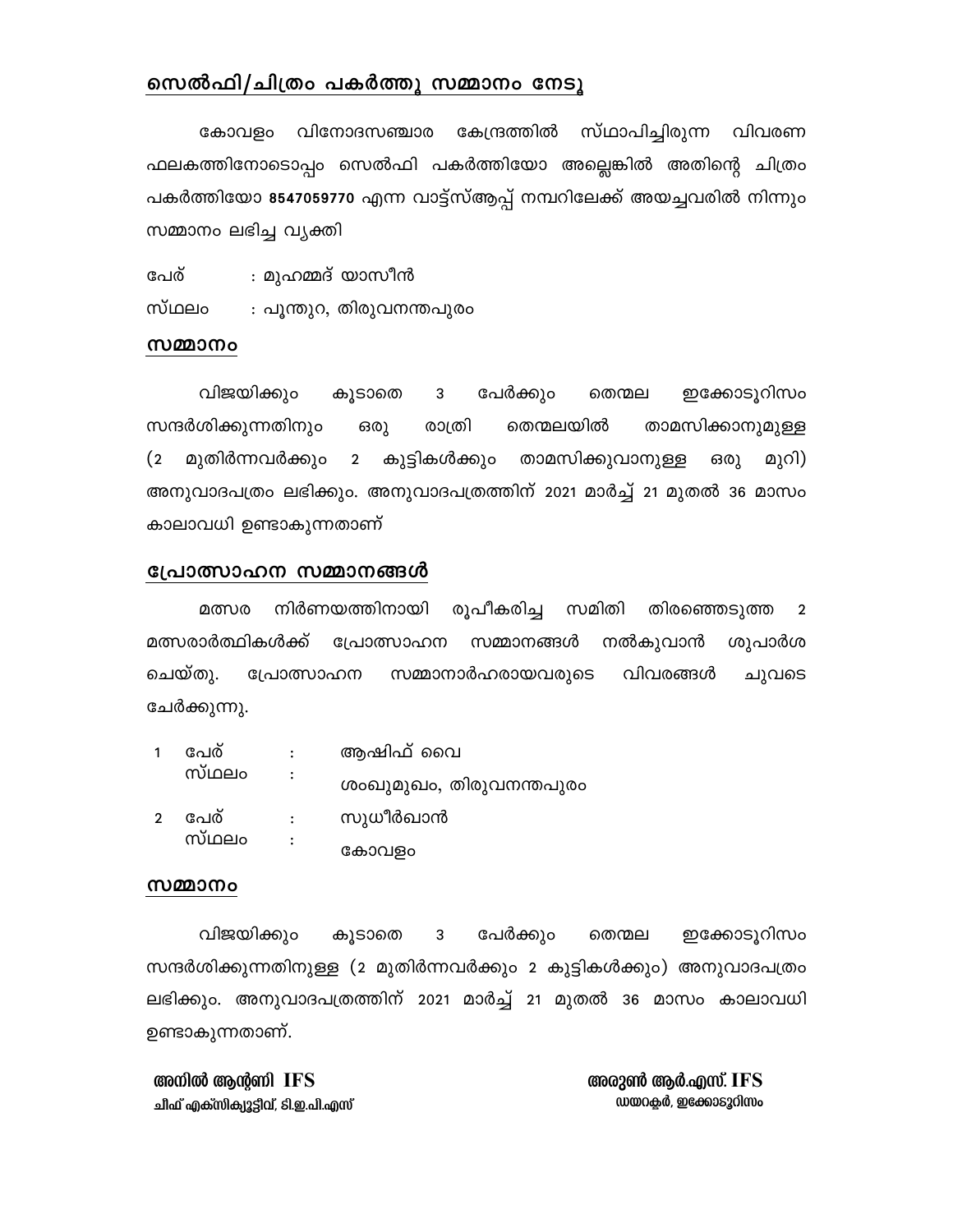## സെൽഫി/ചിത്രം പകർത്തൂ സമ്മാനം നേടൂ

കോവളം വിനോദസഞ്ചാര കേന്ദ്രത്തിൽ സ്ഥാപിച്ചിരുന്ന വിവരണ ഫലകത്തിനോടൊപ്പം സെൽഫി പകർത്തിയോ അല്ലെങ്കിൽ അതിന്റെ ചിത്രം പകർത്തിയോ **8547059770** എന്ന വാട്ട്സ്ആപ്പ് നമ്പറിലേക്ക് അയച്ചവരിൽ നിന്നും സമ്മാനം ലഭിച്ച വ്യക്തി

പേര് : മുഹമ്മദ് യാസീൻ

സ്ഥലം : പൂന്തുറ, തിരുവനന്തപുരം

### സമ്മാനം

വിജയിക്കും കൂടാതെ 3 പേർക്കും തെന്മല ഇക്കോടൂറിസം സന്ദർശിക്കുന്നതിനും ഒരു രാത്രി തെന്മലയിൽ താമസിക്കാനുമുള്ള (2 മുതിർന്നവർക്കും 2 കുട്ടികൾക്കും താമസിക്കുവാനുള്ള ഒരു മുറി) അനുവാദപത്രം ലഭിക്കും. അനുവാദപത്രത്തിന് 2021 മാർച്ച് 21 മുതൽ 36 മാസം കാലാവധി ഉണ്ടാകുന്നതാണ്

## പ്രോത്സാഹന സമ്മാനങ്ങൾ

മത്സര നിർണയത്തിനായി രൂപീകരിച്ച സമിതി തിരഞ്ഞെടുത്ത 2 മത്സരാർത്ഥികൾക്ക് പ്രോത്സാഹന സമ്മാനങ്ങൾ നൽകുവാൻ ശുപാർശ ചെയ്തു. പ്രോത്സാഹന സമ്മാനാർഹരായവരുടെ വിവരങ്ങൾ ചുവടെ ചേർക്കുന്നു.

| | | | |
|---|---|---|---|
| 1 | പേര് | : | ആഷിഫ് വൈ |
| | സ്ഥലം | : | ശംഖുമുഖം, തിരുവനന്തപുരം |
| 2 | പേര് | : | സുധീർഖാൻ |
| | സ്ഥലം | : | കോവളം |

### സമ്മാനം

വിജയിക്കും കൂടാതെ 3 പേർക്കും തെന്മല ഇക്കോടൂറിസം സന്ദർശിക്കുന്നതിനുള്ള (2 മുതിർന്നവർക്കും 2 കുട്ടികൾക്കും) അനുവാദപത്രം ലഭിക്കും. അനുവാദപത്രത്തിന് 2021 മാർച്ച് 21 മുതൽ 36 മാസം കാലാവധി ഉണ്ടാകുന്നതാണ്.

**അനിൽ ആന്റണി IFS**
**ചീഫ് എക്സിക്യൂട്ടീവ്, ടി.ഇ.പി.എസ്**

**അരുൺ ആർ.എസ്. IFS**
**ഡയറക്ടർ, ഇക്കോടൂറിസം**